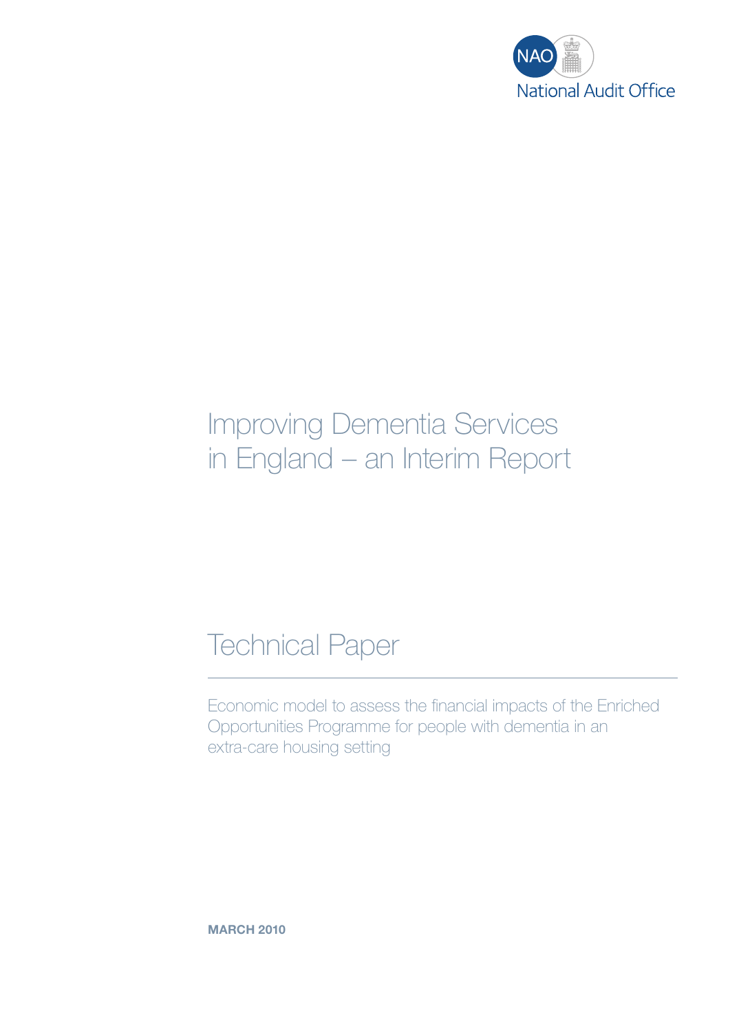NAO National Audit Office

# Improving Dementia Services in England – an Interim Report

## Technical Paper

Economic model to assess the financial impacts of the Enriched Opportunities Programme for people with dementia in an extra-care housing setting

**MARCH 2010**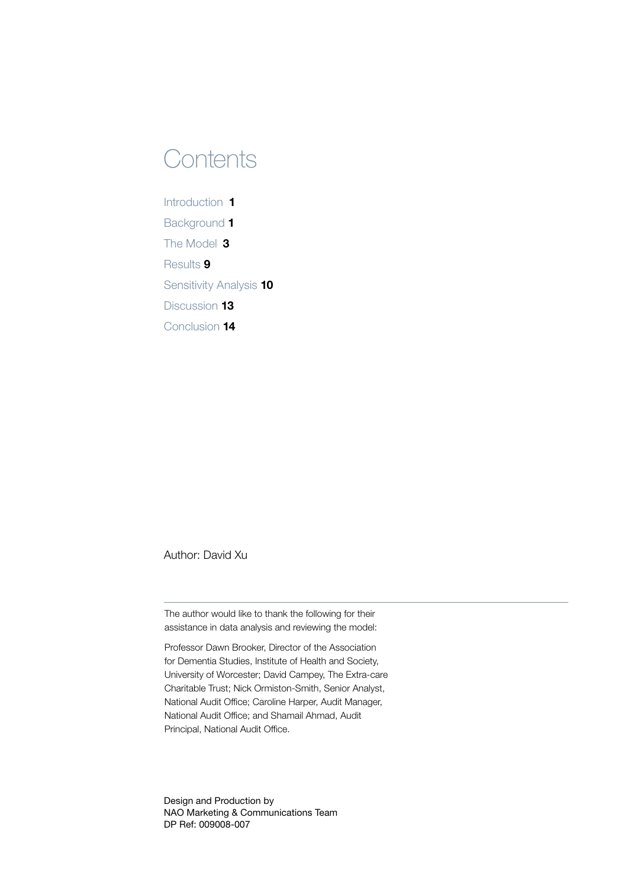# Contents

Introduction **1**

Background **1**

The Model **3**

Results **9**

Sensitivity Analysis **10**

Discussion **13**

Conclusion **14**

Author: David Xu

The author would like to thank the following for their assistance in data analysis and reviewing the model:

Professor Dawn Brooker, Director of the Association for Dementia Studies, Institute of Health and Society, University of Worcester; David Campey, The Extra-care Charitable Trust; Nick Ormiston-Smith, Senior Analyst, National Audit Office; Caroline Harper, Audit Manager, National Audit Office; and Shamail Ahmad, Audit Principal, National Audit Office.

Design and Production by
NAO Marketing & Communications Team
DP Ref: 009008-007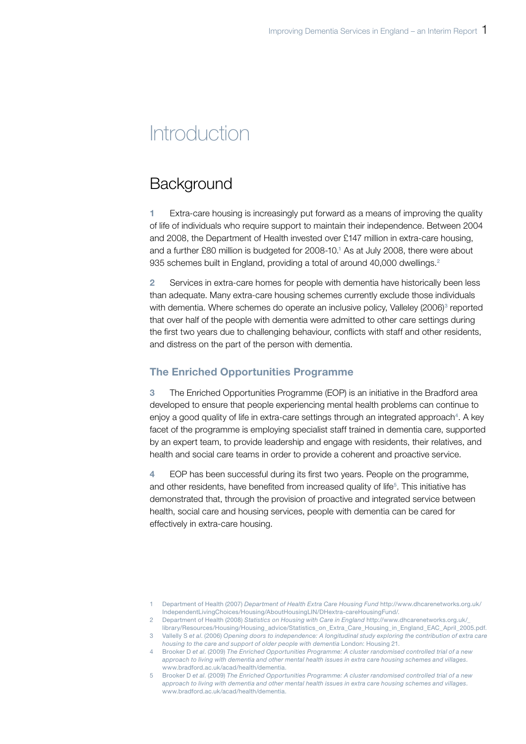# Introduction

## Background

**1** Extra-care housing is increasingly put forward as a means of improving the quality of life of individuals who require support to maintain their independence. Between 2004 and 2008, the Department of Health invested over £147 million in extra-care housing, and a further £80 million is budgeted for 2008-10.[1] As at July 2008, there were about 935 schemes built in England, providing a total of around 40,000 dwellings.[2]

**2** Services in extra-care homes for people with dementia have historically been less than adequate. Many extra-care housing schemes currently exclude those individuals with dementia. Where schemes do operate an inclusive policy, Valleley (2006)[3] reported that over half of the people with dementia were admitted to other care settings during the first two years due to challenging behaviour, conflicts with staff and other residents, and distress on the part of the person with dementia.

### The Enriched Opportunities Programme

**3** The Enriched Opportunities Programme (EOP) is an initiative in the Bradford area developed to ensure that people experiencing mental health problems can continue to enjoy a good quality of life in extra-care settings through an integrated approach[4]. A key facet of the programme is employing specialist staff trained in dementia care, supported by an expert team, to provide leadership and engage with residents, their relatives, and health and social care teams in order to provide a coherent and proactive service.

**4** EOP has been successful during its first two years. People on the programme, and other residents, have benefited from increased quality of life[5]. This initiative has demonstrated that, through the provision of proactive and integrated service between health, social care and housing services, people with dementia can be cared for effectively in extra-care housing.

---

1 Department of Health (2007) *Department of Health Extra Care Housing Fund* http://www.dhcarenetworks.org.uk/IndependentLivingChoices/Housing/AboutHousingLIN/DHextra-careHousingFund/.

2 Department of Health (2008) *Statistics on Housing with Care in England* http://www.dhcarenetworks.org.uk/_library/Resources/Housing/Housing_advice/Statistics_on_Extra_Care_Housing_in_England_EAC_April_2005.pdf.

3 Vallelly S *et al*. (2006) *Opening doors to independence: A longitudinal study exploring the contribution of extra care housing to the care and support of older people with dementia* London: Housing 21.

4 Brooker D *et al*. (2009) *The Enriched Opportunities Programme: A cluster randomised controlled trial of a new approach to living with dementia and other mental health issues in extra care housing schemes and villages*. www.bradford.ac.uk/acad/health/dementia.

5 Brooker D *et al*. (2009) *The Enriched Opportunities Programme: A cluster randomised controlled trial of a new approach to living with dementia and other mental health issues in extra care housing schemes and villages*. www.bradford.ac.uk/acad/health/dementia.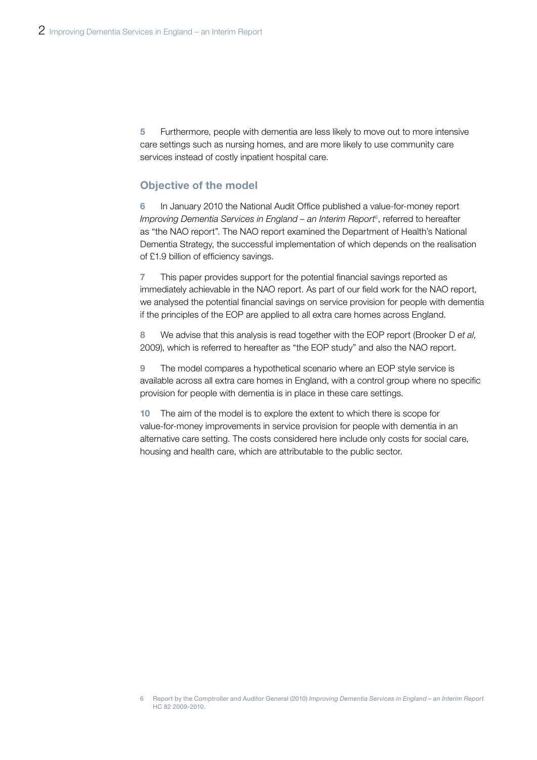**5** Furthermore, people with dementia are less likely to move out to more intensive care settings such as nursing homes, and are more likely to use community care services instead of costly inpatient hospital care.

## Objective of the model

**6** In January 2010 the National Audit Office published a value-for-money report *Improving Dementia Services in England – an Interim Report*[6], referred to hereafter as "the NAO report". The NAO report examined the Department of Health's National Dementia Strategy, the successful implementation of which depends on the realisation of £1.9 billion of efficiency savings.

**7** This paper provides support for the potential financial savings reported as immediately achievable in the NAO report. As part of our field work for the NAO report, we analysed the potential financial savings on service provision for people with dementia if the principles of the EOP are applied to all extra care homes across England.

**8** We advise that this analysis is read together with the EOP report (Brooker D *et al*, 2009), which is referred to hereafter as "the EOP study" and also the NAO report.

**9** The model compares a hypothetical scenario where an EOP style service is available across all extra care homes in England, with a control group where no specific provision for people with dementia is in place in these care settings.

**10** The aim of the model is to explore the extent to which there is scope for value-for-money improvements in service provision for people with dementia in an alternative care setting. The costs considered here include only costs for social care, housing and health care, which are attributable to the public sector.

6 Report by the Comptroller and Auditor General (2010) *Improving Dementia Services in England – an Interim Report* HC 82 2009-2010.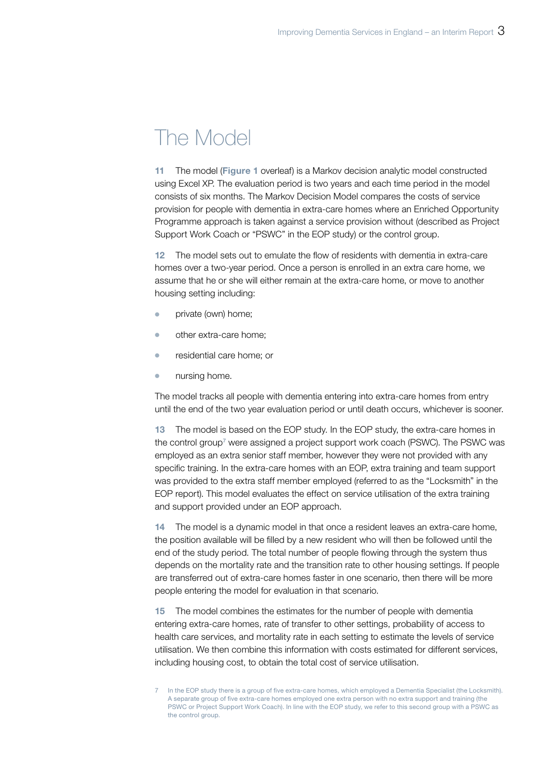# The Model

**11** The model (**Figure 1** overleaf) is a Markov decision analytic model constructed using Excel XP. The evaluation period is two years and each time period in the model consists of six months. The Markov Decision Model compares the costs of service provision for people with dementia in extra-care homes where an Enriched Opportunity Programme approach is taken against a service provision without (described as Project Support Work Coach or "PSWC" in the EOP study) or the control group.

**12** The model sets out to emulate the flow of residents with dementia in extra-care homes over a two-year period. Once a person is enrolled in an extra care home, we assume that he or she will either remain at the extra-care home, or move to another housing setting including:

- private (own) home;
- other extra-care home;
- residential care home; or
- nursing home.

The model tracks all people with dementia entering into extra-care homes from entry until the end of the two year evaluation period or until death occurs, whichever is sooner.

**13** The model is based on the EOP study. In the EOP study, the extra-care homes in the control group[7] were assigned a project support work coach (PSWC). The PSWC was employed as an extra senior staff member, however they were not provided with any specific training. In the extra-care homes with an EOP, extra training and team support was provided to the extra staff member employed (referred to as the "Locksmith" in the EOP report). This model evaluates the effect on service utilisation of the extra training and support provided under an EOP approach.

**14** The model is a dynamic model in that once a resident leaves an extra-care home, the position available will be filled by a new resident who will then be followed until the end of the study period. The total number of people flowing through the system thus depends on the mortality rate and the transition rate to other housing settings. If people are transferred out of extra-care homes faster in one scenario, then there will be more people entering the model for evaluation in that scenario.

**15** The model combines the estimates for the number of people with dementia entering extra-care homes, rate of transfer to other settings, probability of access to health care services, and mortality rate in each setting to estimate the levels of service utilisation. We then combine this information with costs estimated for different services, including housing cost, to obtain the total cost of service utilisation.

7 In the EOP study there is a group of five extra-care homes, which employed a Dementia Specialist (the Locksmith). A separate group of five extra-care homes employed one extra person with no extra support and training (the PSWC or Project Support Work Coach). In line with the EOP study, we refer to this second group with a PSWC as the control group.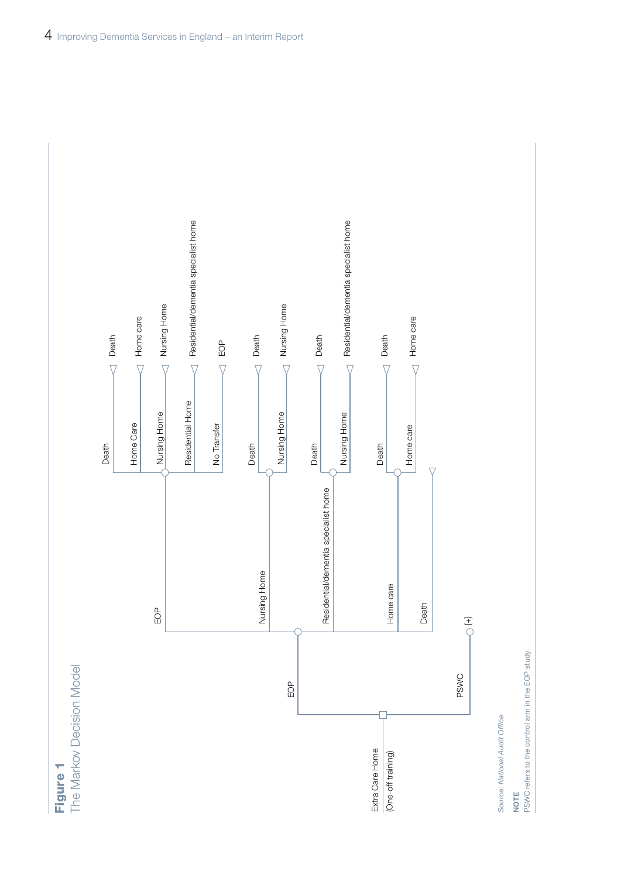**Figure 1**
The Markov Decision Model

- Extra Care Home (One-off training)
  - EOP
    - EOP
      - Death → Death
      - Home Care → Home care
      - Nursing Home → Nursing Home
      - Residential Home → Residential/dementia specialist home
      - No Transfer → EOP
    - Nursing Home
      - Death → Death
      - Nursing Home → Nursing Home
    - Residential/dementia specialist home
      - Death → Death
      - Nursing Home → Residential/dementia specialist home
    - Home care
      - Death → Death
      - Home care → Home care
    - Death
  - PSWC [+]

*Source: National Audit Office*

**NOTE**
PSWC refers to the control arm in the EOP study.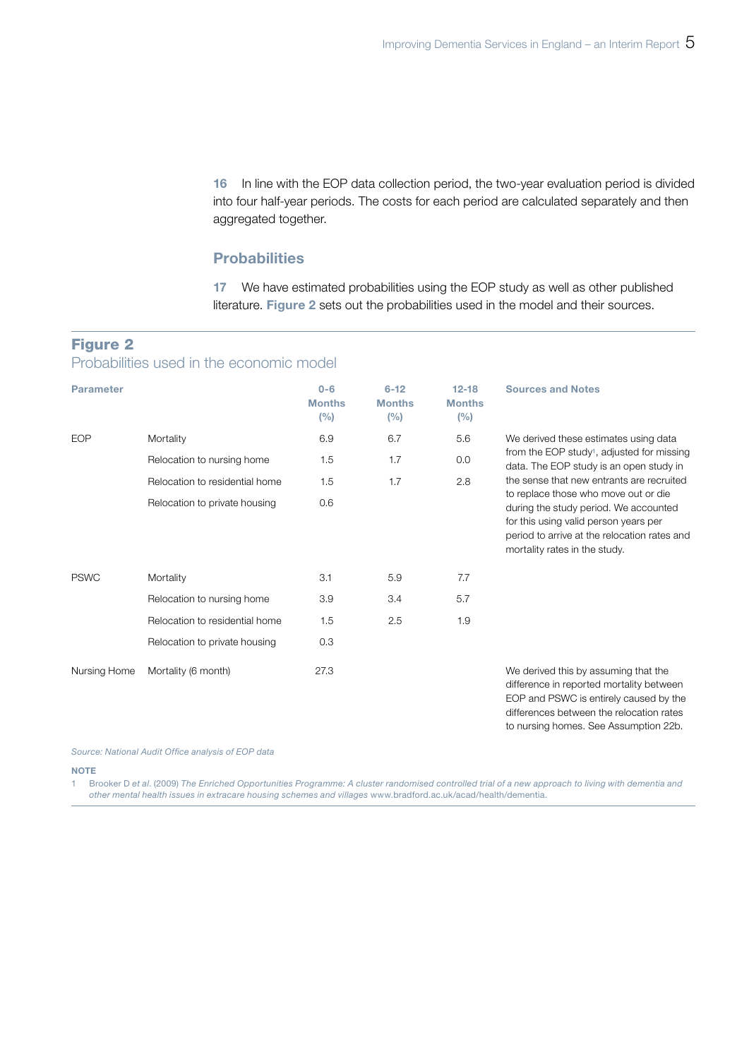**16** In line with the EOP data collection period, the two-year evaluation period is divided into four half-year periods. The costs for each period are calculated separately and then aggregated together.

### Probabilities

**17** We have estimated probabilities using the EOP study as well as other published literature. **Figure 2** sets out the probabilities used in the model and their sources.

## Figure 2

Probabilities used in the economic model

| Parameter | | 0-6 Months (%) | 6-12 Months (%) | 12-18 Months (%) | Sources and Notes |
|---|---|---|---|---|---|
| EOP | Mortality | 6.9 | 6.7 | 5.6 | We derived these estimates using data from the EOP study[1], adjusted for missing data. The EOP study is an open study in the sense that new entrants are recruited to replace those who move out or die during the study period. We accounted for this using valid person years per period to arrive at the relocation rates and mortality rates in the study. |
| | Relocation to nursing home | 1.5 | 1.7 | 0.0 | |
| | Relocation to residential home | 1.5 | 1.7 | 2.8 | |
| | Relocation to private housing | 0.6 | | | |
| PSWC | Mortality | 3.1 | 5.9 | 7.7 | |
| | Relocation to nursing home | 3.9 | 3.4 | 5.7 | |
| | Relocation to residential home | 1.5 | 2.5 | 1.9 | |
| | Relocation to private housing | 0.3 | | | |
| Nursing Home | Mortality (6 month) | 27.3 | | | We derived this by assuming that the difference in reported mortality between EOP and PSWC is entirely caused by the differences between the relocation rates to nursing homes. See Assumption 22b. |

*Source: National Audit Office analysis of EOP data*

**NOTE**

1 Brooker D *et al*. (2009) *The Enriched Opportunities Programme: A cluster randomised controlled trial of a new approach to living with dementia and other mental health issues in extracare housing schemes and villages* www.bradford.ac.uk/acad/health/dementia.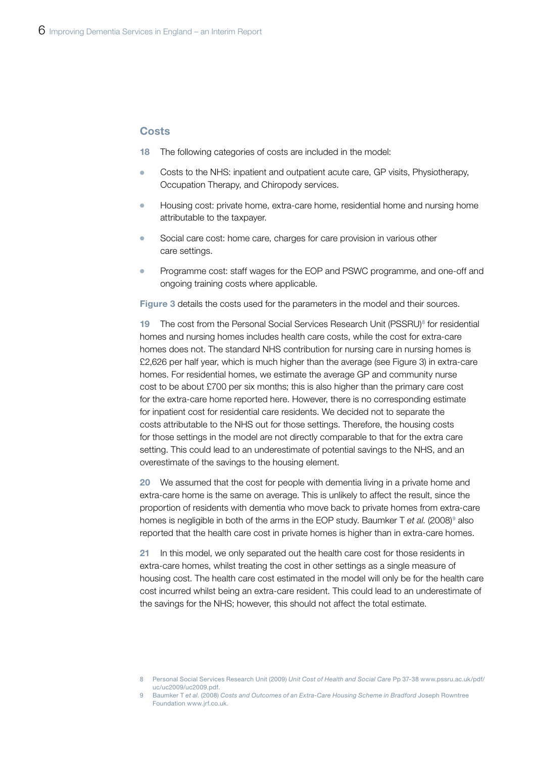## Costs

**18** The following categories of costs are included in the model:

- Costs to the NHS: inpatient and outpatient acute care, GP visits, Physiotherapy, Occupation Therapy, and Chiropody services.
- Housing cost: private home, extra-care home, residential home and nursing home attributable to the taxpayer.
- Social care cost: home care, charges for care provision in various other care settings.
- Programme cost: staff wages for the EOP and PSWC programme, and one-off and ongoing training costs where applicable.

**Figure 3** details the costs used for the parameters in the model and their sources.

**19** The cost from the Personal Social Services Research Unit (PSSRU)[8] for residential homes and nursing homes includes health care costs, while the cost for extra-care homes does not. The standard NHS contribution for nursing care in nursing homes is £2,626 per half year, which is much higher than the average (see Figure 3) in extra-care homes. For residential homes, we estimate the average GP and community nurse cost to be about £700 per six months; this is also higher than the primary care cost for the extra-care home reported here. However, there is no corresponding estimate for inpatient cost for residential care residents. We decided not to separate the costs attributable to the NHS out for those settings. Therefore, the housing costs for those settings in the model are not directly comparable to that for the extra care setting. This could lead to an underestimate of potential savings to the NHS, and an overestimate of the savings to the housing element.

**20** We assumed that the cost for people with dementia living in a private home and extra-care home is the same on average. This is unlikely to affect the result, since the proportion of residents with dementia who move back to private homes from extra-care homes is negligible in both of the arms in the EOP study. Baumker T *et al.* (2008)[9] also reported that the health care cost in private homes is higher than in extra-care homes.

**21** In this model, we only separated out the health care cost for those residents in extra-care homes, whilst treating the cost in other settings as a single measure of housing cost. The health care cost estimated in the model will only be for the health care cost incurred whilst being an extra-care resident. This could lead to an underestimate of the savings for the NHS; however, this should not affect the total estimate.

8 Personal Social Services Research Unit (2009) *Unit Cost of Health and Social Care* Pp 37-38 www.pssru.ac.uk/pdf/uc/uc2009/uc2009.pdf.

9 Baumker T *et al.* (2008) *Costs and Outcomes of an Extra-Care Housing Scheme in Bradford* Joseph Rowntree Foundation www.jrf.co.uk.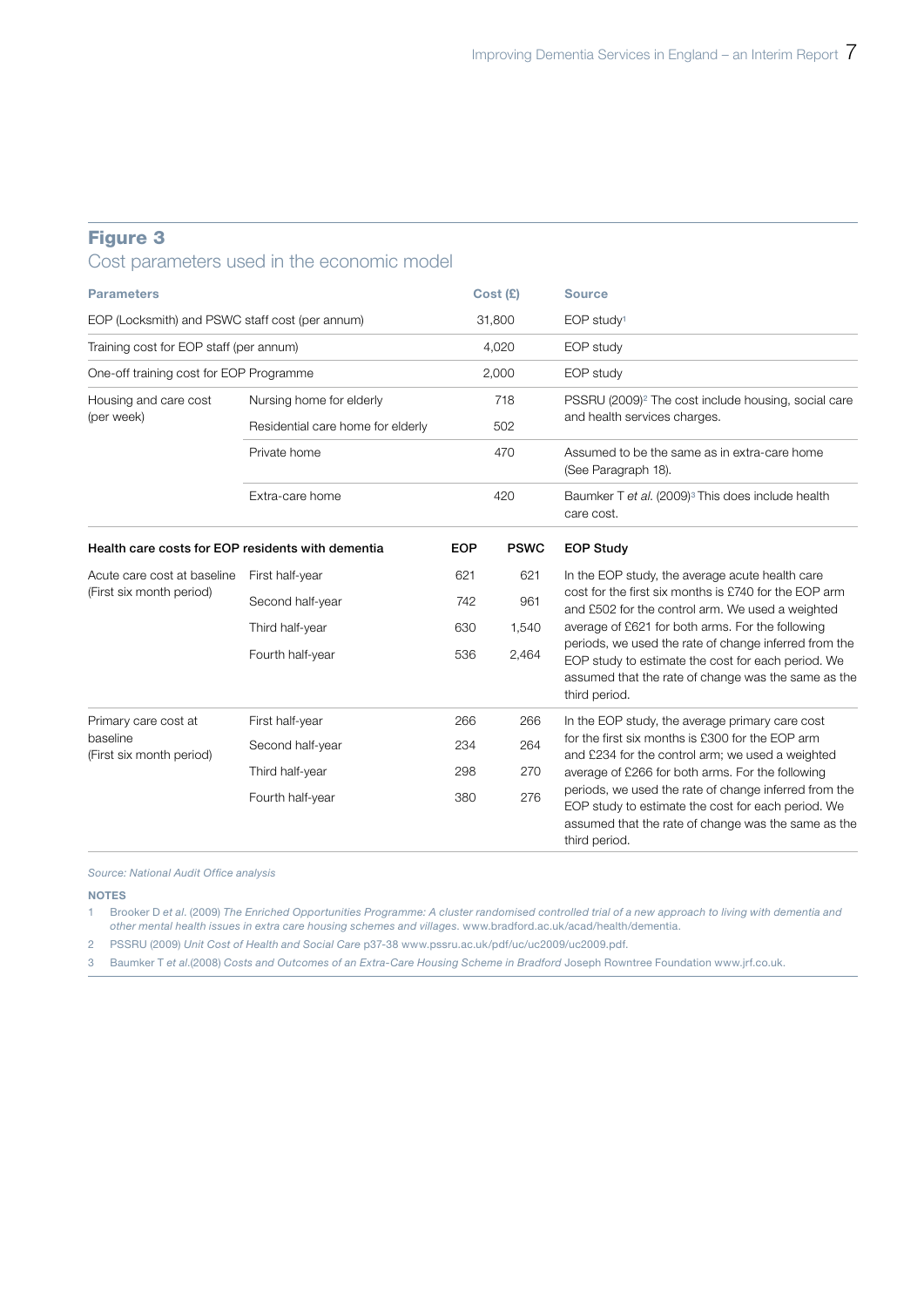## Figure 3

### Cost parameters used in the economic model

| Parameters | | Cost (£) | | Source |
|---|---|---|---|---|
| EOP (Locksmith) and PSWC staff cost (per annum) | | 31,800 | | EOP study[1] |
| Training cost for EOP staff (per annum) | | 4,020 | | EOP study |
| One-off training cost for EOP Programme | | 2,000 | | EOP study |
| Housing and care cost (per week) | Nursing home for elderly | 718 | | PSSRU (2009)[2] The cost include housing, social care and health services charges. |
| | Residential care home for elderly | 502 | | |
| | Private home | 470 | | Assumed to be the same as in extra-care home (See Paragraph 18). |
| | Extra-care home | 420 | | Baumker T *et al.* (2009)[3] This does include health care cost. |
| **Health care costs for EOP residents with dementia** | | **EOP** | **PSWC** | **EOP Study** |
| Acute care cost at baseline (First six month period) | First half-year | 621 | 621 | In the EOP study, the average acute health care cost for the first six months is £740 for the EOP arm and £502 for the control arm. We used a weighted average of £621 for both arms. For the following periods, we used the rate of change inferred from the EOP study to estimate the cost for each period. We assumed that the rate of change was the same as the third period. |
| | Second half-year | 742 | 961 | |
| | Third half-year | 630 | 1,540 | |
| | Fourth half-year | 536 | 2,464 | |
| Primary care cost at baseline (First six month period) | First half-year | 266 | 266 | In the EOP study, the average primary care cost for the first six months is £300 for the EOP arm and £234 for the control arm; we used a weighted average of £266 for both arms. For the following periods, we used the rate of change inferred from the EOP study to estimate the cost for each period. We assumed that the rate of change was the same as the third period. |
| | Second half-year | 234 | 264 | |
| | Third half-year | 298 | 270 | |
| | Fourth half-year | 380 | 276 | |

*Source: National Audit Office analysis*

**NOTES**

1. Brooker D *et al.* (2009) *The Enriched Opportunities Programme: A cluster randomised controlled trial of a new approach to living with dementia and other mental health issues in extra care housing schemes and villages.* www.bradford.ac.uk/acad/health/dementia.
2. PSSRU (2009) *Unit Cost of Health and Social Care* p37-38 www.pssru.ac.uk/pdf/uc/uc2009/uc2009.pdf.
3. Baumker T *et al.*(2008) *Costs and Outcomes of an Extra-Care Housing Scheme in Bradford* Joseph Rowntree Foundation www.jrf.co.uk.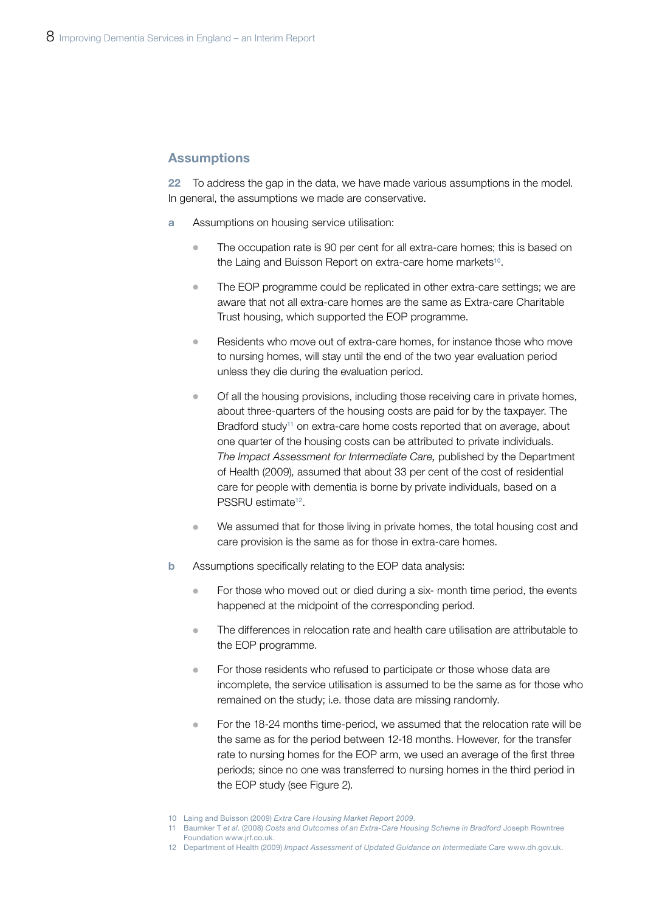## Assumptions

**22** To address the gap in the data, we have made various assumptions in the model. In general, the assumptions we made are conservative.

**a** Assumptions on housing service utilisation:

- The occupation rate is 90 per cent for all extra-care homes; this is based on the Laing and Buisson Report on extra-care home markets[10].
- The EOP programme could be replicated in other extra-care settings; we are aware that not all extra-care homes are the same as Extra-care Charitable Trust housing, which supported the EOP programme.
- Residents who move out of extra-care homes, for instance those who move to nursing homes, will stay until the end of the two year evaluation period unless they die during the evaluation period.
- Of all the housing provisions, including those receiving care in private homes, about three-quarters of the housing costs are paid for by the taxpayer. The Bradford study[11] on extra-care home costs reported that on average, about one quarter of the housing costs can be attributed to private individuals. *The Impact Assessment for Intermediate Care,* published by the Department of Health (2009), assumed that about 33 per cent of the cost of residential care for people with dementia is borne by private individuals, based on a PSSRU estimate[12].
- We assumed that for those living in private homes, the total housing cost and care provision is the same as for those in extra-care homes.

**b** Assumptions specifically relating to the EOP data analysis:

- For those who moved out or died during a six- month time period, the events happened at the midpoint of the corresponding period.
- The differences in relocation rate and health care utilisation are attributable to the EOP programme.
- For those residents who refused to participate or those whose data are incomplete, the service utilisation is assumed to be the same as for those who remained on the study; i.e. those data are missing randomly.
- For the 18-24 months time-period, we assumed that the relocation rate will be the same as for the period between 12-18 months. However, for the transfer rate to nursing homes for the EOP arm, we used an average of the first three periods; since no one was transferred to nursing homes in the third period in the EOP study (see Figure 2).

---

10 Laing and Buisson (2009) *Extra Care Housing Market Report 2009*.

11 Baumker T *et al*. (2008) *Costs and Outcomes of an Extra-Care Housing Scheme in Bradford* Joseph Rowntree Foundation www.jrf.co.uk.

12 Department of Health (2009) *Impact Assessment of Updated Guidance on Intermediate Care* www.dh.gov.uk.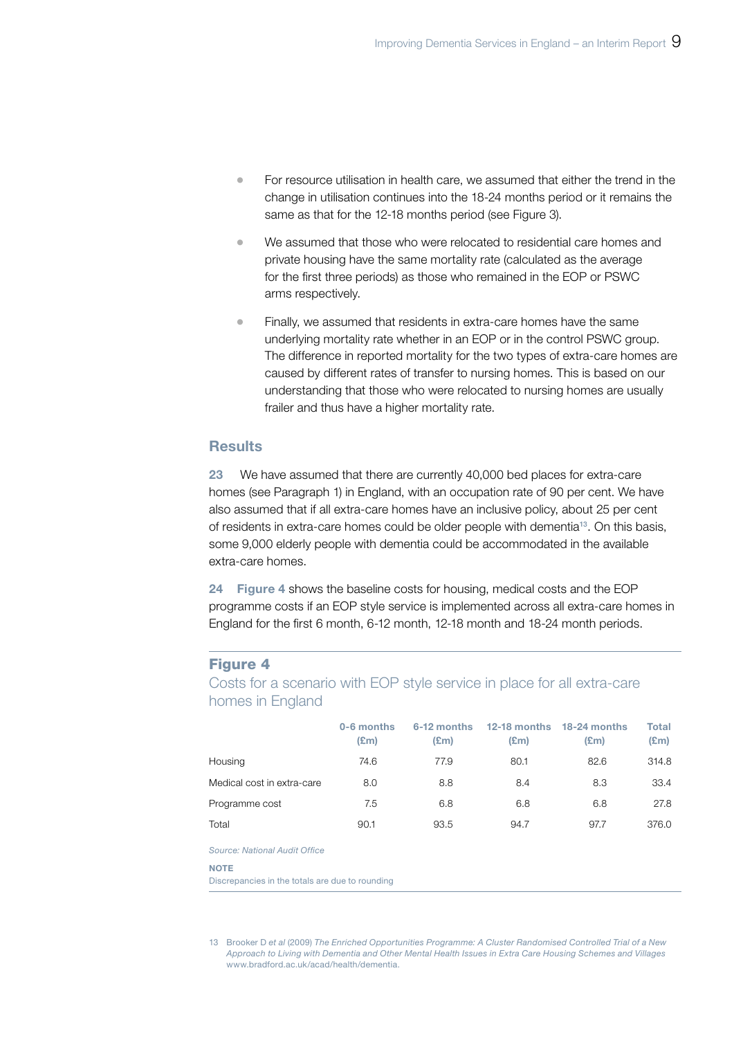- For resource utilisation in health care, we assumed that either the trend in the change in utilisation continues into the 18-24 months period or it remains the same as that for the 12-18 months period (see Figure 3).
- We assumed that those who were relocated to residential care homes and private housing have the same mortality rate (calculated as the average for the first three periods) as those who remained in the EOP or PSWC arms respectively.
- Finally, we assumed that residents in extra-care homes have the same underlying mortality rate whether in an EOP or in the control PSWC group. The difference in reported mortality for the two types of extra-care homes are caused by different rates of transfer to nursing homes. This is based on our understanding that those who were relocated to nursing homes are usually frailer and thus have a higher mortality rate.

## Results

**23** We have assumed that there are currently 40,000 bed places for extra-care homes (see Paragraph 1) in England, with an occupation rate of 90 per cent. We have also assumed that if all extra-care homes have an inclusive policy, about 25 per cent of residents in extra-care homes could be older people with dementia[13]. On this basis, some 9,000 elderly people with dementia could be accommodated in the available extra-care homes.

**24** **Figure 4** shows the baseline costs for housing, medical costs and the EOP programme costs if an EOP style service is implemented across all extra-care homes in England for the first 6 month, 6-12 month, 12-18 month and 18-24 month periods.

### Figure 4

Costs for a scenario with EOP style service in place for all extra-care homes in England

| | 0-6 months (£m) | 6-12 months (£m) | 12-18 months (£m) | 18-24 months (£m) | Total (£m) |
|---|---|---|---|---|---|
| Housing | 74.6 | 77.9 | 80.1 | 82.6 | 314.8 |
| Medical cost in extra-care | 8.0 | 8.8 | 8.4 | 8.3 | 33.4 |
| Programme cost | 7.5 | 6.8 | 6.8 | 6.8 | 27.8 |
| Total | 90.1 | 93.5 | 94.7 | 97.7 | 376.0 |

*Source: National Audit Office*

**NOTE**
Discrepancies in the totals are due to rounding

---

13 Brooker D *et al* (2009) *The Enriched Opportunities Programme: A Cluster Randomised Controlled Trial of a New Approach to Living with Dementia and Other Mental Health Issues in Extra Care Housing Schemes and Villages* www.bradford.ac.uk/acad/health/dementia.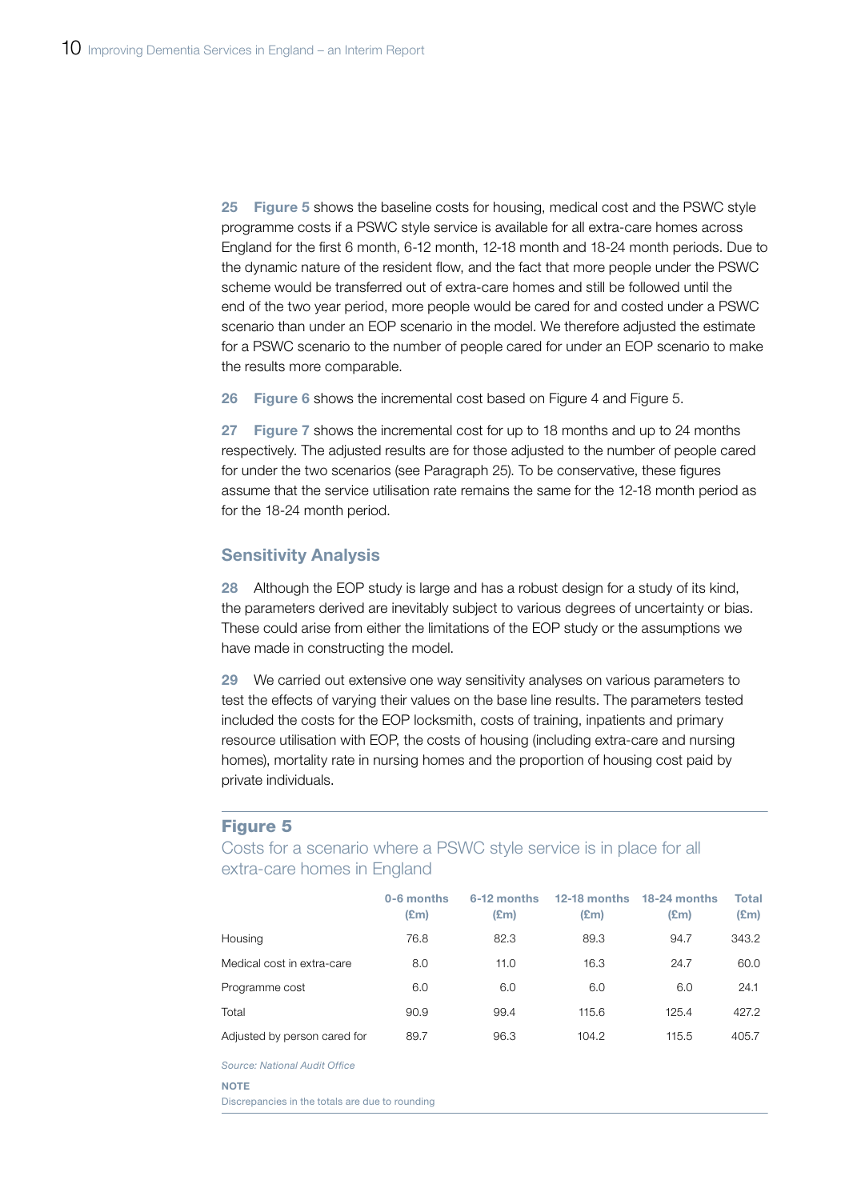**25** **Figure 5** shows the baseline costs for housing, medical cost and the PSWC style programme costs if a PSWC style service is available for all extra-care homes across England for the first 6 month, 6-12 month, 12-18 month and 18-24 month periods. Due to the dynamic nature of the resident flow, and the fact that more people under the PSWC scheme would be transferred out of extra-care homes and still be followed until the end of the two year period, more people would be cared for and costed under a PSWC scenario than under an EOP scenario in the model. We therefore adjusted the estimate for a PSWC scenario to the number of people cared for under an EOP scenario to make the results more comparable.

**26** **Figure 6** shows the incremental cost based on Figure 4 and Figure 5.

**27** **Figure 7** shows the incremental cost for up to 18 months and up to 24 months respectively. The adjusted results are for those adjusted to the number of people cared for under the two scenarios (see Paragraph 25). To be conservative, these figures assume that the service utilisation rate remains the same for the 12-18 month period as for the 18-24 month period.

## Sensitivity Analysis

**28** Although the EOP study is large and has a robust design for a study of its kind, the parameters derived are inevitably subject to various degrees of uncertainty or bias. These could arise from either the limitations of the EOP study or the assumptions we have made in constructing the model.

**29** We carried out extensive one way sensitivity analyses on various parameters to test the effects of varying their values on the base line results. The parameters tested included the costs for the EOP locksmith, costs of training, inpatients and primary resource utilisation with EOP, the costs of housing (including extra-care and nursing homes), mortality rate in nursing homes and the proportion of housing cost paid by private individuals.

### Figure 5

Costs for a scenario where a PSWC style service is in place for all extra-care homes in England

| | 0-6 months (£m) | 6-12 months (£m) | 12-18 months (£m) | 18-24 months (£m) | Total (£m) |
|---|---|---|---|---|---|
| Housing | 76.8 | 82.3 | 89.3 | 94.7 | 343.2 |
| Medical cost in extra-care | 8.0 | 11.0 | 16.3 | 24.7 | 60.0 |
| Programme cost | 6.0 | 6.0 | 6.0 | 6.0 | 24.1 |
| Total | 90.9 | 99.4 | 115.6 | 125.4 | 427.2 |
| Adjusted by person cared for | 89.7 | 96.3 | 104.2 | 115.5 | 405.7 |

*Source: National Audit Office*

NOTE

Discrepancies in the totals are due to rounding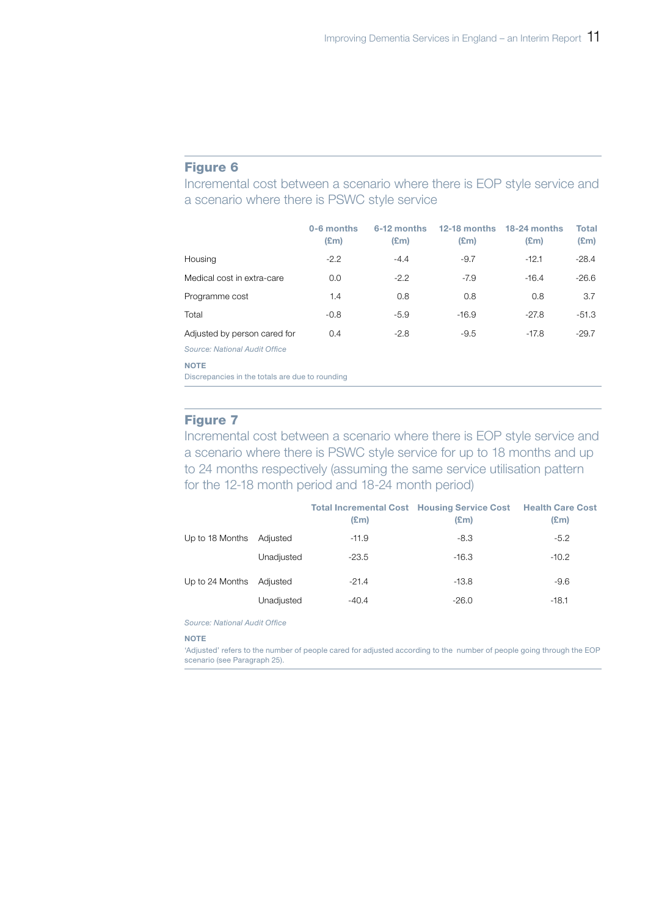## Figure 6

Incremental cost between a scenario where there is EOP style service and a scenario where there is PSWC style service

| | 0-6 months (£m) | 6-12 months (£m) | 12-18 months (£m) | 18-24 months (£m) | Total (£m) |
|---|---|---|---|---|---|
| Housing | -2.2 | -4.4 | -9.7 | -12.1 | -28.4 |
| Medical cost in extra-care | 0.0 | -2.2 | -7.9 | -16.4 | -26.6 |
| Programme cost | 1.4 | 0.8 | 0.8 | 0.8 | 3.7 |
| Total | -0.8 | -5.9 | -16.9 | -27.8 | -51.3 |
| Adjusted by person cared for | 0.4 | -2.8 | -9.5 | -17.8 | -29.7 |

*Source: National Audit Office*

**NOTE**

Discrepancies in the totals are due to rounding

## Figure 7

Incremental cost between a scenario where there is EOP style service and a scenario where there is PSWC style service for up to 18 months and up to 24 months respectively (assuming the same service utilisation pattern for the 12-18 month period and 18-24 month period)

| | | Total Incremental Cost (£m) | Housing Service Cost (£m) | Health Care Cost (£m) |
|---|---|---|---|---|
| Up to 18 Months | Adjusted | -11.9 | -8.3 | -5.2 |
| | Unadjusted | -23.5 | -16.3 | -10.2 |
| Up to 24 Months | Adjusted | -21.4 | -13.8 | -9.6 |
| | Unadjusted | -40.4 | -26.0 | -18.1 |

*Source: National Audit Office*

**NOTE**

'Adjusted' refers to the number of people cared for adjusted according to the number of people going through the EOP scenario (see Paragraph 25).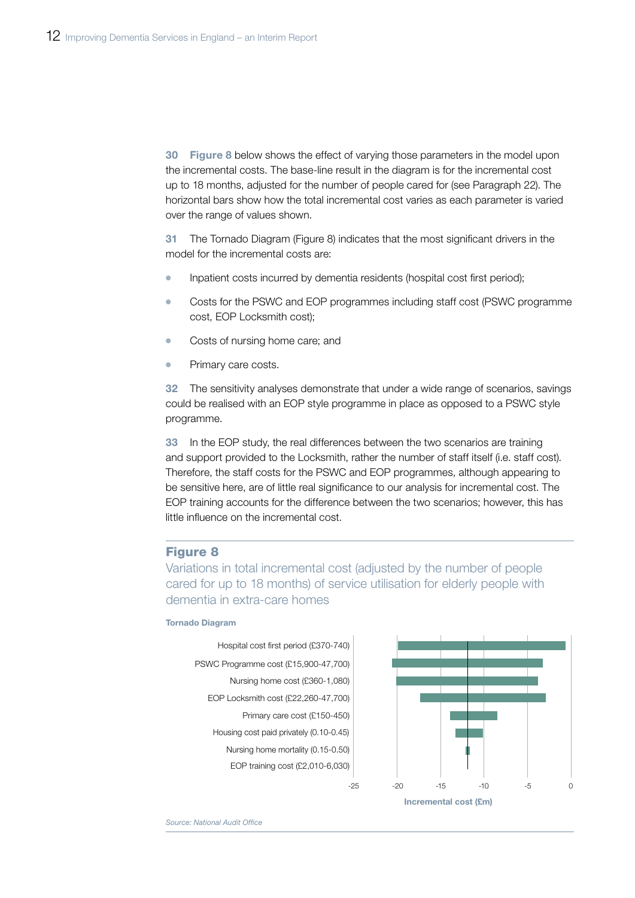**30** **Figure 8** below shows the effect of varying those parameters in the model upon the incremental costs. The base-line result in the diagram is for the incremental cost up to 18 months, adjusted for the number of people cared for (see Paragraph 22). The horizontal bars show how the total incremental cost varies as each parameter is varied over the range of values shown.

**31** The Tornado Diagram (Figure 8) indicates that the most significant drivers in the model for the incremental costs are:

- Inpatient costs incurred by dementia residents (hospital cost first period);
- Costs for the PSWC and EOP programmes including staff cost (PSWC programme cost, EOP Locksmith cost);
- Costs of nursing home care; and
- Primary care costs.

**32** The sensitivity analyses demonstrate that under a wide range of scenarios, savings could be realised with an EOP style programme in place as opposed to a PSWC style programme.

**33** In the EOP study, the real differences between the two scenarios are training and support provided to the Locksmith, rather the number of staff itself (i.e. staff cost). Therefore, the staff costs for the PSWC and EOP programmes, although appearing to be sensitive here, are of little real significance to our analysis for incremental cost. The EOP training accounts for the difference between the two scenarios; however, this has little influence on the incremental cost.

## Figure 8

Variations in total incremental cost (adjusted by the number of people cared for up to 18 months) of service utilisation for elderly people with dementia in extra-care homes

**Tornado Diagram**

| Parameter | Incremental cost range (£m, approx.) |
|---|---|
| Hospital cost first period (£370-740) | -20 to -0.5 |
| PSWC Programme cost (£15,900-47,700) | -20.5 to -3.5 |
| Nursing home cost (£360-1,080) | -20 to -4 |
| EOP Locksmith cost (£22,260-47,700) | -17.5 to -3 |
| Primary care cost (£150-450) | -14 to -8.5 |
| Housing cost paid privately (0.10-0.45) | -13.5 to -10.5 |
| Nursing home mortality (0.15-0.50) | -12 to -11.5 |
| EOP training cost (£2,010-6,030) | |

Incremental cost (£m): axis from -25 to 0

*Source: National Audit Office*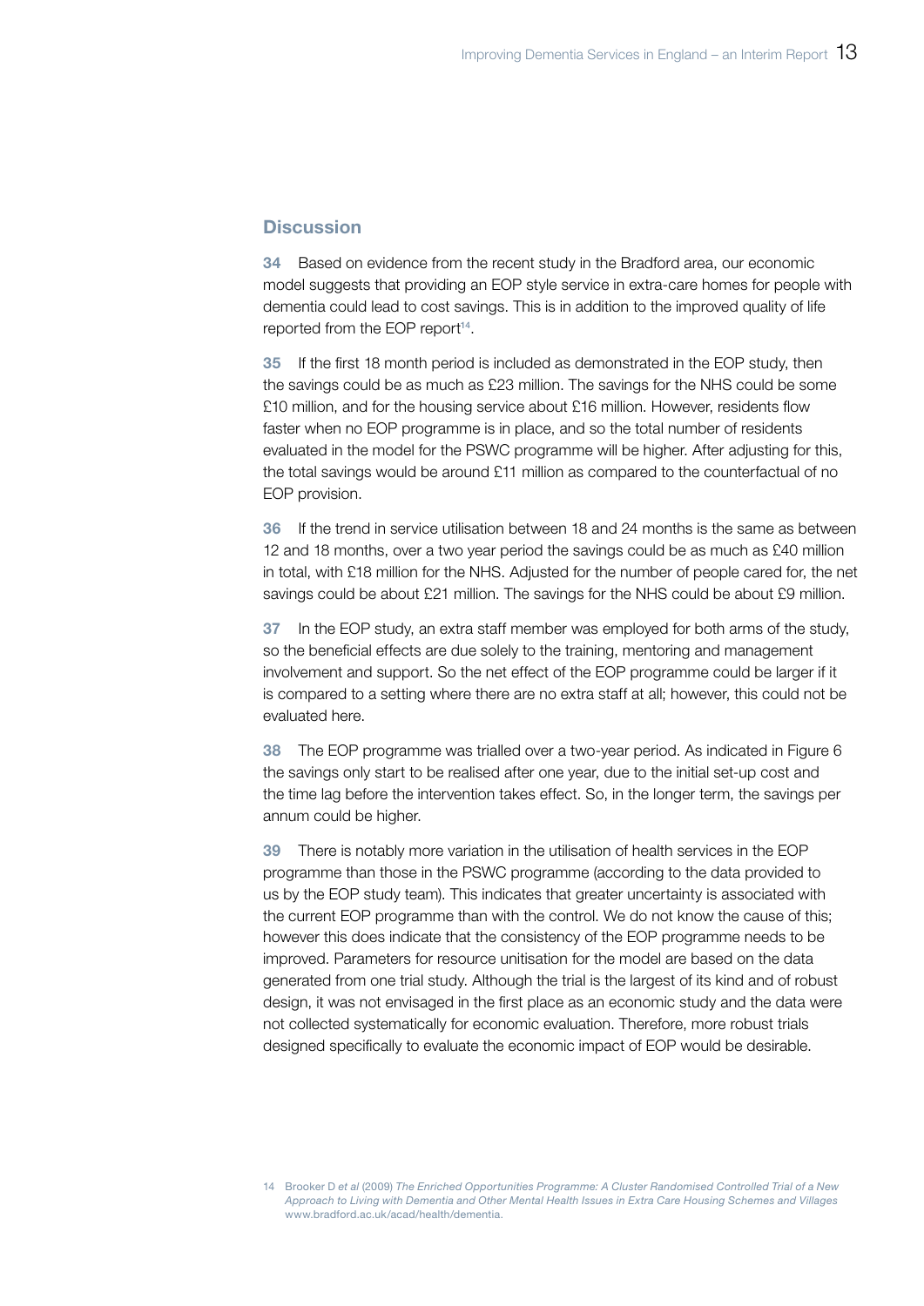## Discussion

**34** Based on evidence from the recent study in the Bradford area, our economic model suggests that providing an EOP style service in extra-care homes for people with dementia could lead to cost savings. This is in addition to the improved quality of life reported from the EOP report[14].

**35** If the first 18 month period is included as demonstrated in the EOP study, then the savings could be as much as £23 million. The savings for the NHS could be some £10 million, and for the housing service about £16 million. However, residents flow faster when no EOP programme is in place, and so the total number of residents evaluated in the model for the PSWC programme will be higher. After adjusting for this, the total savings would be around £11 million as compared to the counterfactual of no EOP provision.

**36** If the trend in service utilisation between 18 and 24 months is the same as between 12 and 18 months, over a two year period the savings could be as much as £40 million in total, with £18 million for the NHS. Adjusted for the number of people cared for, the net savings could be about £21 million. The savings for the NHS could be about £9 million.

**37** In the EOP study, an extra staff member was employed for both arms of the study, so the beneficial effects are due solely to the training, mentoring and management involvement and support. So the net effect of the EOP programme could be larger if it is compared to a setting where there are no extra staff at all; however, this could not be evaluated here.

**38** The EOP programme was trialled over a two-year period. As indicated in Figure 6 the savings only start to be realised after one year, due to the initial set-up cost and the time lag before the intervention takes effect. So, in the longer term, the savings per annum could be higher.

**39** There is notably more variation in the utilisation of health services in the EOP programme than those in the PSWC programme (according to the data provided to us by the EOP study team). This indicates that greater uncertainty is associated with the current EOP programme than with the control. We do not know the cause of this; however this does indicate that the consistency of the EOP programme needs to be improved. Parameters for resource unitisation for the model are based on the data generated from one trial study. Although the trial is the largest of its kind and of robust design, it was not envisaged in the first place as an economic study and the data were not collected systematically for economic evaluation. Therefore, more robust trials designed specifically to evaluate the economic impact of EOP would be desirable.

14 Brooker D *et al* (2009) *The Enriched Opportunities Programme: A Cluster Randomised Controlled Trial of a New Approach to Living with Dementia and Other Mental Health Issues in Extra Care Housing Schemes and Villages* www.bradford.ac.uk/acad/health/dementia.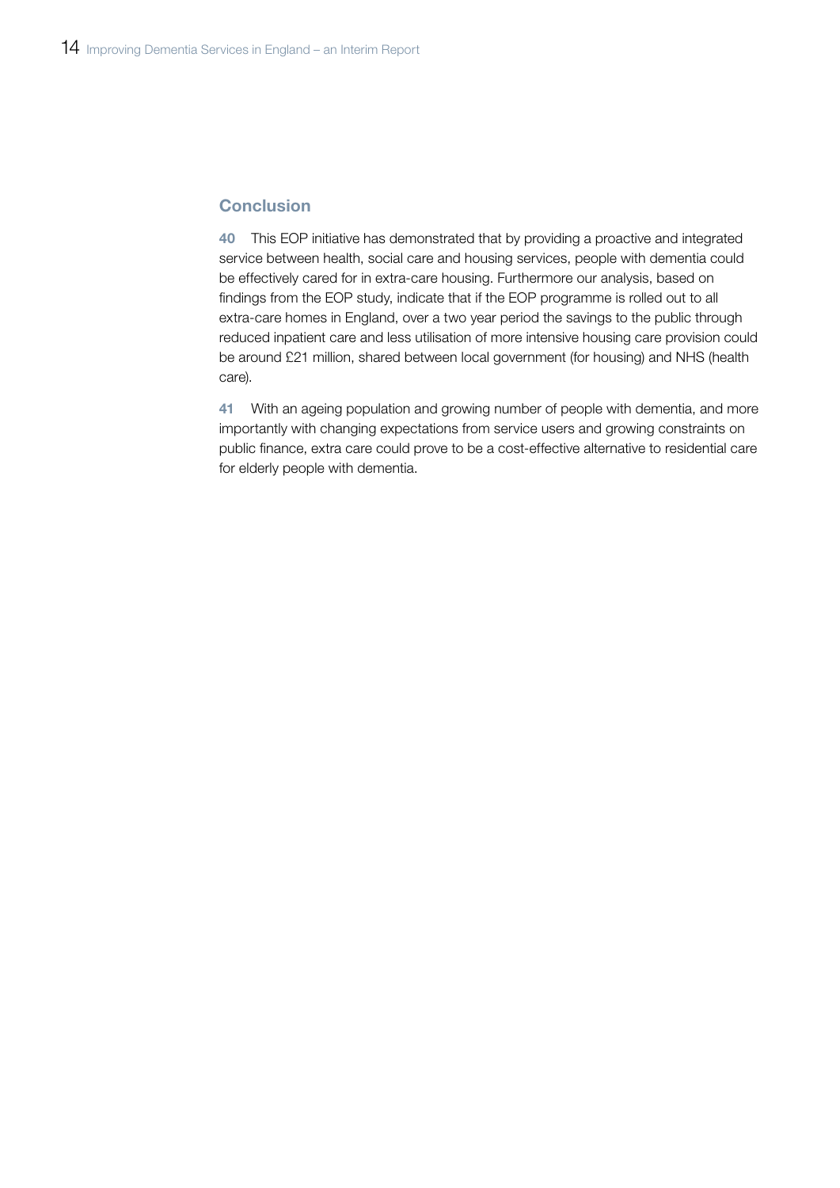## Conclusion

**40** This EOP initiative has demonstrated that by providing a proactive and integrated service between health, social care and housing services, people with dementia could be effectively cared for in extra-care housing. Furthermore our analysis, based on findings from the EOP study, indicate that if the EOP programme is rolled out to all extra-care homes in England, over a two year period the savings to the public through reduced inpatient care and less utilisation of more intensive housing care provision could be around £21 million, shared between local government (for housing) and NHS (health care).

**41** With an ageing population and growing number of people with dementia, and more importantly with changing expectations from service users and growing constraints on public finance, extra care could prove to be a cost-effective alternative to residential care for elderly people with dementia.